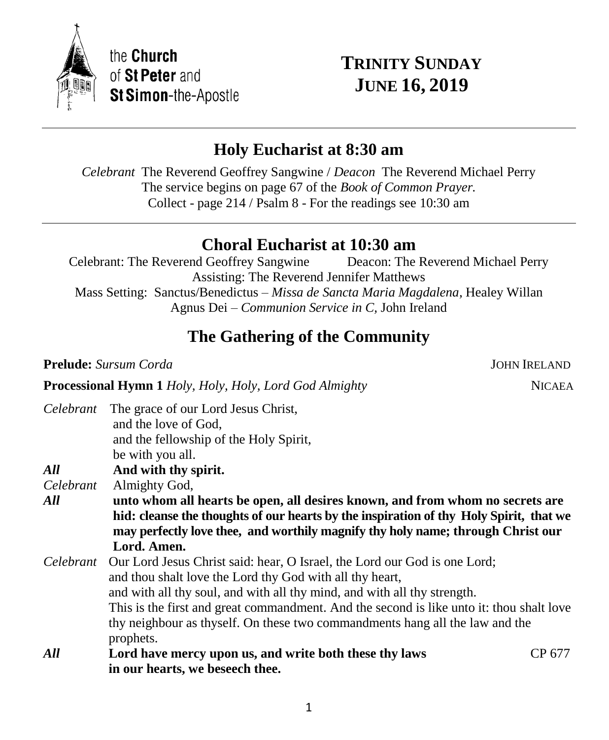the **Church** of **St Peter** and **St Simon**-the-Apostle

# TRINITY SUNDAY JUNE 16, 2019

## Holy Eucharist at 8:30 am

*Celebrant* The Reverend Geoffrey Sangwine / *Deacon* The Reverend Michael Perry
The service begins on page 67 of the *Book of Common Prayer.*
Collect - page 214 / Psalm 8 - For the readings see 10:30 am

## Choral Eucharist at 10:30 am

Celebrant: The Reverend Geoffrey Sangwine Deacon: The Reverend Michael Perry
Assisting: The Reverend Jennifer Matthews
Mass Setting: Sanctus/Benedictus – *Missa de Sancta Maria Magdalena,* Healey Willan
Agnus Dei – *Communion Service in C,* John Ireland

## The Gathering of the Community

**Prelude:** *Sursum Corda* JOHN IRELAND

**Processional Hymn 1** *Holy, Holy, Holy, Lord God Almighty* NICAEA

*Celebrant* The grace of our Lord Jesus Christ,
and the love of God,
and the fellowship of the Holy Spirit,
be with you all.

***All*** **And with thy spirit.**

*Celebrant* Almighty God,

***All*** **unto whom all hearts be open, all desires known, and from whom no secrets are hid: cleanse the thoughts of our hearts by the inspiration of thy Holy Spirit, that we may perfectly love thee, and worthily magnify thy holy name; through Christ our Lord. Amen.**

*Celebrant* Our Lord Jesus Christ said: hear, O Israel, the Lord our God is one Lord; and thou shalt love the Lord thy God with all thy heart, and with all thy soul, and with all thy mind, and with all thy strength. This is the first and great commandment. And the second is like unto it: thou shalt love thy neighbour as thyself. On these two commandments hang all the law and the prophets.

***All*** **Lord have mercy upon us, and write both these thy laws in our hearts, we beseech thee.** CP 677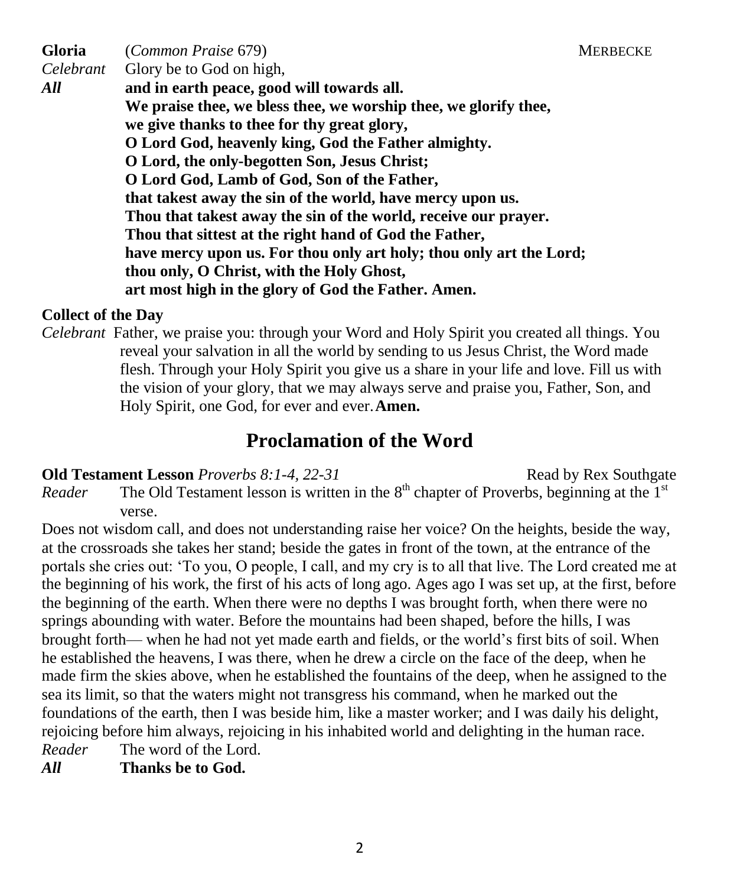**Gloria** (*Common Praise* 679) MERBECKE

*Celebrant* Glory be to God on high,

***All*** **and in earth peace, good will towards all.**
**We praise thee, we bless thee, we worship thee, we glorify thee,**
**we give thanks to thee for thy great glory,**
**O Lord God, heavenly king, God the Father almighty.**
**O Lord, the only-begotten Son, Jesus Christ;**
**O Lord God, Lamb of God, Son of the Father,**
**that takest away the sin of the world, have mercy upon us.**
**Thou that takest away the sin of the world, receive our prayer.**
**Thou that sittest at the right hand of God the Father,**
**have mercy upon us. For thou only art holy; thou only art the Lord;**
**thou only, O Christ, with the Holy Ghost,**
**art most high in the glory of God the Father. Amen.**

**Collect of the Day**

*Celebrant* Father, we praise you: through your Word and Holy Spirit you created all things. You reveal your salvation in all the world by sending to us Jesus Christ, the Word made flesh. Through your Holy Spirit you give us a share in your life and love. Fill us with the vision of your glory, that we may always serve and praise you, Father, Son, and Holy Spirit, one God, for ever and ever. **Amen.**

## Proclamation of the Word

**Old Testament Lesson** *Proverbs 8:1-4, 22-31* Read by Rex Southgate

*Reader* The Old Testament lesson is written in the 8th chapter of Proverbs, beginning at the 1st verse.

Does not wisdom call, and does not understanding raise her voice? On the heights, beside the way, at the crossroads she takes her stand; beside the gates in front of the town, at the entrance of the portals she cries out: 'To you, O people, I call, and my cry is to all that live. The Lord created me at the beginning of his work, the first of his acts of long ago. Ages ago I was set up, at the first, before the beginning of the earth. When there were no depths I was brought forth, when there were no springs abounding with water. Before the mountains had been shaped, before the hills, I was brought forth— when he had not yet made earth and fields, or the world's first bits of soil. When he established the heavens, I was there, when he drew a circle on the face of the deep, when he made firm the skies above, when he established the fountains of the deep, when he assigned to the sea its limit, so that the waters might not transgress his command, when he marked out the foundations of the earth, then I was beside him, like a master worker; and I was daily his delight, rejoicing before him always, rejoicing in his inhabited world and delighting in the human race.

*Reader* The word of the Lord.

***All*** **Thanks be to God.**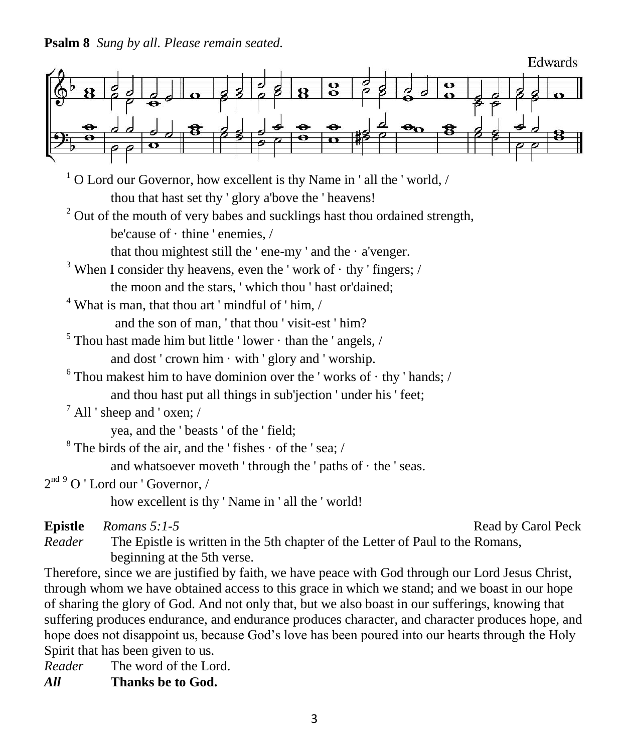**Psalm 8** *Sung by all. Please remain seated.*

Edwards

[1] O Lord our Governor, how excellent is thy Name in ' all the ' world, /
thou that hast set thy ' glory a'bove the ' heavens!

[2] Out of the mouth of very babes and sucklings hast thou ordained strength,
be'cause of · thine ' enemies, /
that thou mightest still the ' ene-my ' and the · a'venger.

[3] When I consider thy heavens, even the ' work of · thy ' fingers; /
the moon and the stars, ' which thou ' hast or'dained;

[4] What is man, that thou art ' mindful of ' him, /
and the son of man, ' that thou ' visit-est ' him?

[5] Thou hast made him but little ' lower · than the ' angels, /
and dost ' crown him · with ' glory and ' worship.

[6] Thou makest him to have dominion over the ' works of · thy ' hands; /
and thou hast put all things in sub'jection ' under his ' feet;

[7] All ' sheep and ' oxen; /
yea, and the ' beasts ' of the ' field;

[8] The birds of the air, and the ' fishes · of the ' sea; /
and whatsoever moveth ' through the ' paths of · the ' seas.

2nd [9] O ' Lord our ' Governor, /
how excellent is thy ' Name in ' all the ' world!

**Epistle** *Romans 5:1-5* Read by Carol Peck

*Reader* The Epistle is written in the 5th chapter of the Letter of Paul to the Romans, beginning at the 5th verse.

Therefore, since we are justified by faith, we have peace with God through our Lord Jesus Christ, through whom we have obtained access to this grace in which we stand; and we boast in our hope of sharing the glory of God. And not only that, but we also boast in our sufferings, knowing that suffering produces endurance, and endurance produces character, and character produces hope, and hope does not disappoint us, because God's love has been poured into our hearts through the Holy Spirit that has been given to us.

*Reader* The word of the Lord.

***All*** **Thanks be to God.**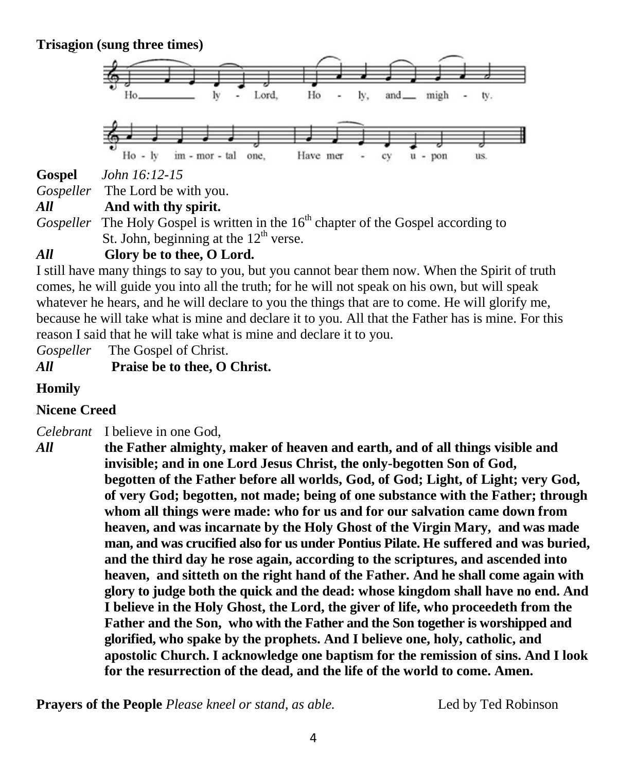**Trisagion (sung three times)**

Holy Lord, Holy, and mighty. Holy immortal one, Have mercy upon us.

**Gospel** *John 16:12-15*

*Gospeller* The Lord be with you.

***All*** **And with thy spirit.**

*Gospeller* The Holy Gospel is written in the 16th chapter of the Gospel according to St. John, beginning at the 12th verse.

***All*** **Glory be to thee, O Lord.**

I still have many things to say to you, but you cannot bear them now. When the Spirit of truth comes, he will guide you into all the truth; for he will not speak on his own, but will speak whatever he hears, and he will declare to you the things that are to come. He will glorify me, because he will take what is mine and declare it to you. All that the Father has is mine. For this reason I said that he will take what is mine and declare it to you.

*Gospeller* The Gospel of Christ.

***All*** **Praise be to thee, O Christ.**

**Homily**

**Nicene Creed**

*Celebrant* I believe in one God,

***All*** **the Father almighty, maker of heaven and earth, and of all things visible and invisible; and in one Lord Jesus Christ, the only-begotten Son of God, begotten of the Father before all worlds, God, of God; Light, of Light; very God, of very God; begotten, not made; being of one substance with the Father; through whom all things were made: who for us and for our salvation came down from heaven, and was incarnate by the Holy Ghost of the Virgin Mary, and was made man, and was crucified also for us under Pontius Pilate. He suffered and was buried, and the third day he rose again, according to the scriptures, and ascended into heaven, and sitteth on the right hand of the Father. And he shall come again with glory to judge both the quick and the dead: whose kingdom shall have no end. And I believe in the Holy Ghost, the Lord, the giver of life, who proceedeth from the Father and the Son, who with the Father and the Son together is worshipped and glorified, who spake by the prophets. And I believe one, holy, catholic, and apostolic Church. I acknowledge one baptism for the remission of sins. And I look for the resurrection of the dead, and the life of the world to come. Amen.**

**Prayers of the People** *Please kneel or stand, as able.* Led by Ted Robinson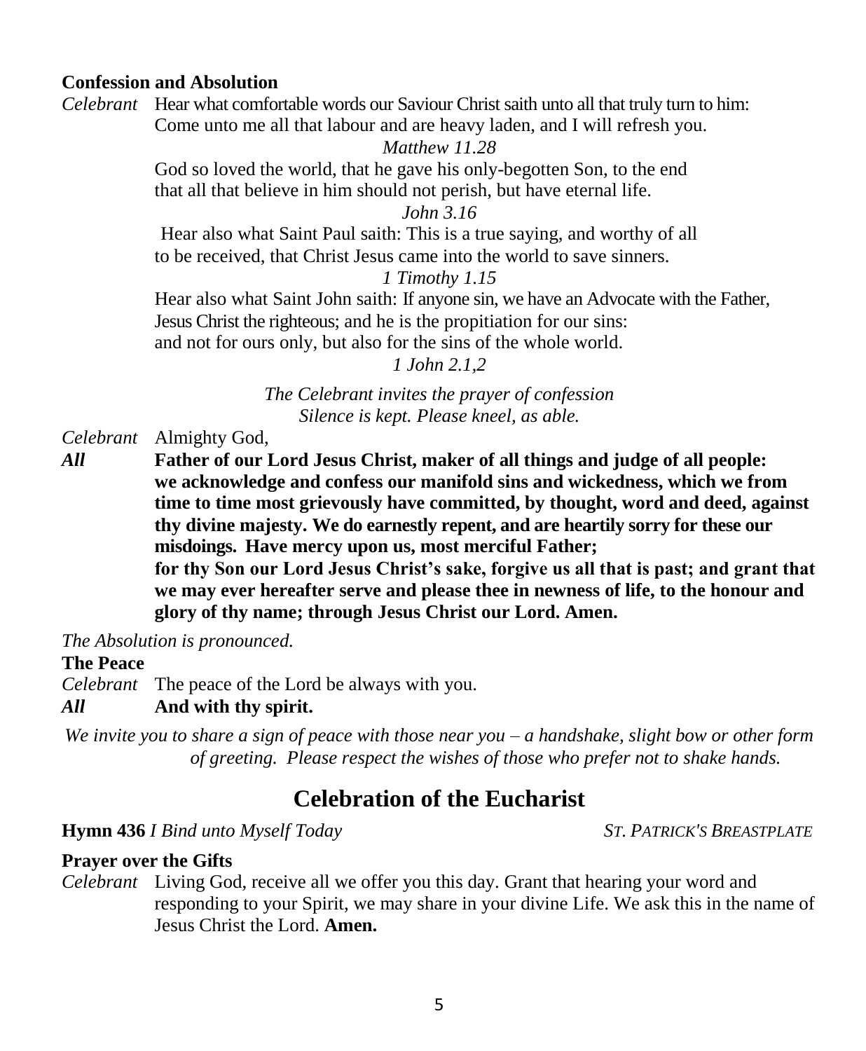**Confession and Absolution**

*Celebrant* Hear what comfortable words our Saviour Christ saith unto all that truly turn to him: Come unto me all that labour and are heavy laden, and I will refresh you.

*Matthew 11.28*

God so loved the world, that he gave his only-begotten Son, to the end that all that believe in him should not perish, but have eternal life.

*John 3.16*

Hear also what Saint Paul saith: This is a true saying, and worthy of all to be received, that Christ Jesus came into the world to save sinners.

*1 Timothy 1.15*

Hear also what Saint John saith: If anyone sin, we have an Advocate with the Father, Jesus Christ the righteous; and he is the propitiation for our sins: and not for ours only, but also for the sins of the whole world.

*1 John 2.1,2*

*The Celebrant invites the prayer of confession*
*Silence is kept. Please kneel, as able.*

*Celebrant* Almighty God,

***All*** **Father of our Lord Jesus Christ, maker of all things and judge of all people: we acknowledge and confess our manifold sins and wickedness, which we from time to time most grievously have committed, by thought, word and deed, against thy divine majesty. We do earnestly repent, and are heartily sorry for these our misdoings. Have mercy upon us, most merciful Father; for thy Son our Lord Jesus Christ's sake, forgive us all that is past; and grant that we may ever hereafter serve and please thee in newness of life, to the honour and glory of thy name; through Jesus Christ our Lord. Amen.**

*The Absolution is pronounced.*

**The Peace**

*Celebrant* The peace of the Lord be always with you.

***All*** **And with thy spirit.**

*We invite you to share a sign of peace with those near you – a handshake, slight bow or other form of greeting. Please respect the wishes of those who prefer not to shake hands.*

## Celebration of the Eucharist

**Hymn 436** *I Bind unto Myself Today* *ST. PATRICK'S BREASTPLATE*

**Prayer over the Gifts**

*Celebrant* Living God, receive all we offer you this day. Grant that hearing your word and responding to your Spirit, we may share in your divine Life. We ask this in the name of Jesus Christ the Lord. **Amen.**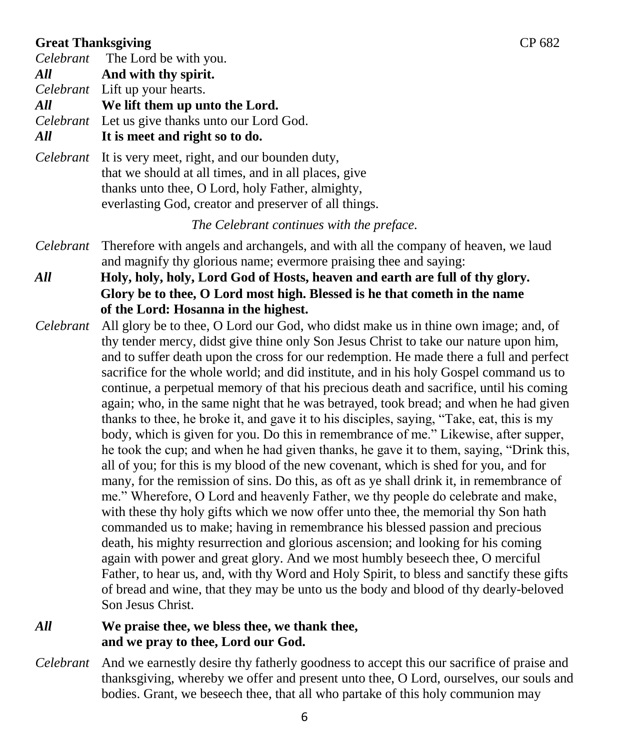**Great Thanksgiving** CP 682

*Celebrant* The Lord be with you.
***All*** **And with thy spirit.**
*Celebrant* Lift up your hearts.
***All*** **We lift them up unto the Lord.**
*Celebrant* Let us give thanks unto our Lord God.
***All*** **It is meet and right so to do.**

*Celebrant* It is very meet, right, and our bounden duty, that we should at all times, and in all places, give thanks unto thee, O Lord, holy Father, almighty, everlasting God, creator and preserver of all things.

*The Celebrant continues with the preface.*

*Celebrant* Therefore with angels and archangels, and with all the company of heaven, we laud and magnify thy glorious name; evermore praising thee and saying:

***All*** **Holy, holy, holy, Lord God of Hosts, heaven and earth are full of thy glory. Glory be to thee, O Lord most high. Blessed is he that cometh in the name of the Lord: Hosanna in the highest.**

*Celebrant* All glory be to thee, O Lord our God, who didst make us in thine own image; and, of thy tender mercy, didst give thine only Son Jesus Christ to take our nature upon him, and to suffer death upon the cross for our redemption. He made there a full and perfect sacrifice for the whole world; and did institute, and in his holy Gospel command us to continue, a perpetual memory of that his precious death and sacrifice, until his coming again; who, in the same night that he was betrayed, took bread; and when he had given thanks to thee, he broke it, and gave it to his disciples, saying, "Take, eat, this is my body, which is given for you. Do this in remembrance of me." Likewise, after supper, he took the cup; and when he had given thanks, he gave it to them, saying, "Drink this, all of you; for this is my blood of the new covenant, which is shed for you, and for many, for the remission of sins. Do this, as oft as ye shall drink it, in remembrance of me." Wherefore, O Lord and heavenly Father, we thy people do celebrate and make, with these thy holy gifts which we now offer unto thee, the memorial thy Son hath commanded us to make; having in remembrance his blessed passion and precious death, his mighty resurrection and glorious ascension; and looking for his coming again with power and great glory. And we most humbly beseech thee, O merciful Father, to hear us, and, with thy Word and Holy Spirit, to bless and sanctify these gifts of bread and wine, that they may be unto us the body and blood of thy dearly-beloved Son Jesus Christ.

***All*** **We praise thee, we bless thee, we thank thee, and we pray to thee, Lord our God.**

*Celebrant* And we earnestly desire thy fatherly goodness to accept this our sacrifice of praise and thanksgiving, whereby we offer and present unto thee, O Lord, ourselves, our souls and bodies. Grant, we beseech thee, that all who partake of this holy communion may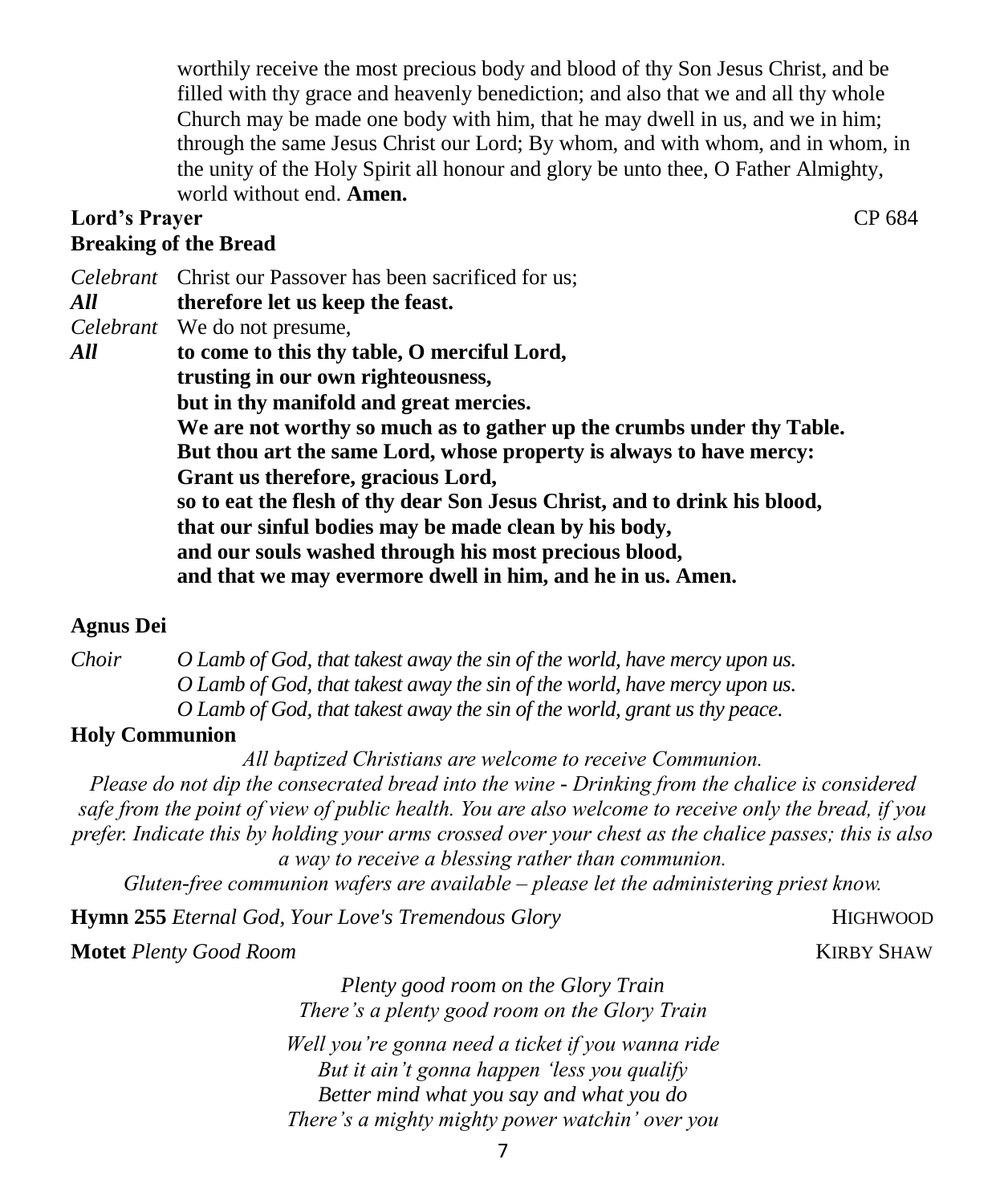worthily receive the most precious body and blood of thy Son Jesus Christ, and be filled with thy grace and heavenly benediction; and also that we and all thy whole Church may be made one body with him, that he may dwell in us, and we in him; through the same Jesus Christ our Lord; By whom, and with whom, and in whom, in the unity of the Holy Spirit all honour and glory be unto thee, O Father Almighty, world without end. **Amen.**

**Lord's Prayer** CP 684

**Breaking of the Bread**

*Celebrant* Christ our Passover has been sacrificed for us;
***All*** **therefore let us keep the feast.**
*Celebrant* We do not presume,
***All*** **to come to this thy table, O merciful Lord,**
**trusting in our own righteousness,**
**but in thy manifold and great mercies.**
**We are not worthy so much as to gather up the crumbs under thy Table.**
**But thou art the same Lord, whose property is always to have mercy:**
**Grant us therefore, gracious Lord,**
**so to eat the flesh of thy dear Son Jesus Christ, and to drink his blood,**
**that our sinful bodies may be made clean by his body,**
**and our souls washed through his most precious blood,**
**and that we may evermore dwell in him, and he in us. Amen.**

**Agnus Dei**

*Choir* *O Lamb of God, that takest away the sin of the world, have mercy upon us.*
*O Lamb of God, that takest away the sin of the world, have mercy upon us.*
*O Lamb of God, that takest away the sin of the world, grant us thy peace.*

**Holy Communion**

*All baptized Christians are welcome to receive Communion.*
*Please do not dip the consecrated bread into the wine - Drinking from the chalice is considered safe from the point of view of public health. You are also welcome to receive only the bread, if you prefer. Indicate this by holding your arms crossed over your chest as the chalice passes; this is also a way to receive a blessing rather than communion.*
*Gluten-free communion wafers are available – please let the administering priest know.*

**Hymn 255** *Eternal God, Your Love's Tremendous Glory* HIGHWOOD

**Motet** *Plenty Good Room* KIRBY SHAW

*Plenty good room on the Glory Train*
*There's a plenty good room on the Glory Train*

*Well you're gonna need a ticket if you wanna ride*
*But it ain't gonna happen 'less you qualify*
*Better mind what you say and what you do*
*There's a mighty mighty power watchin' over you*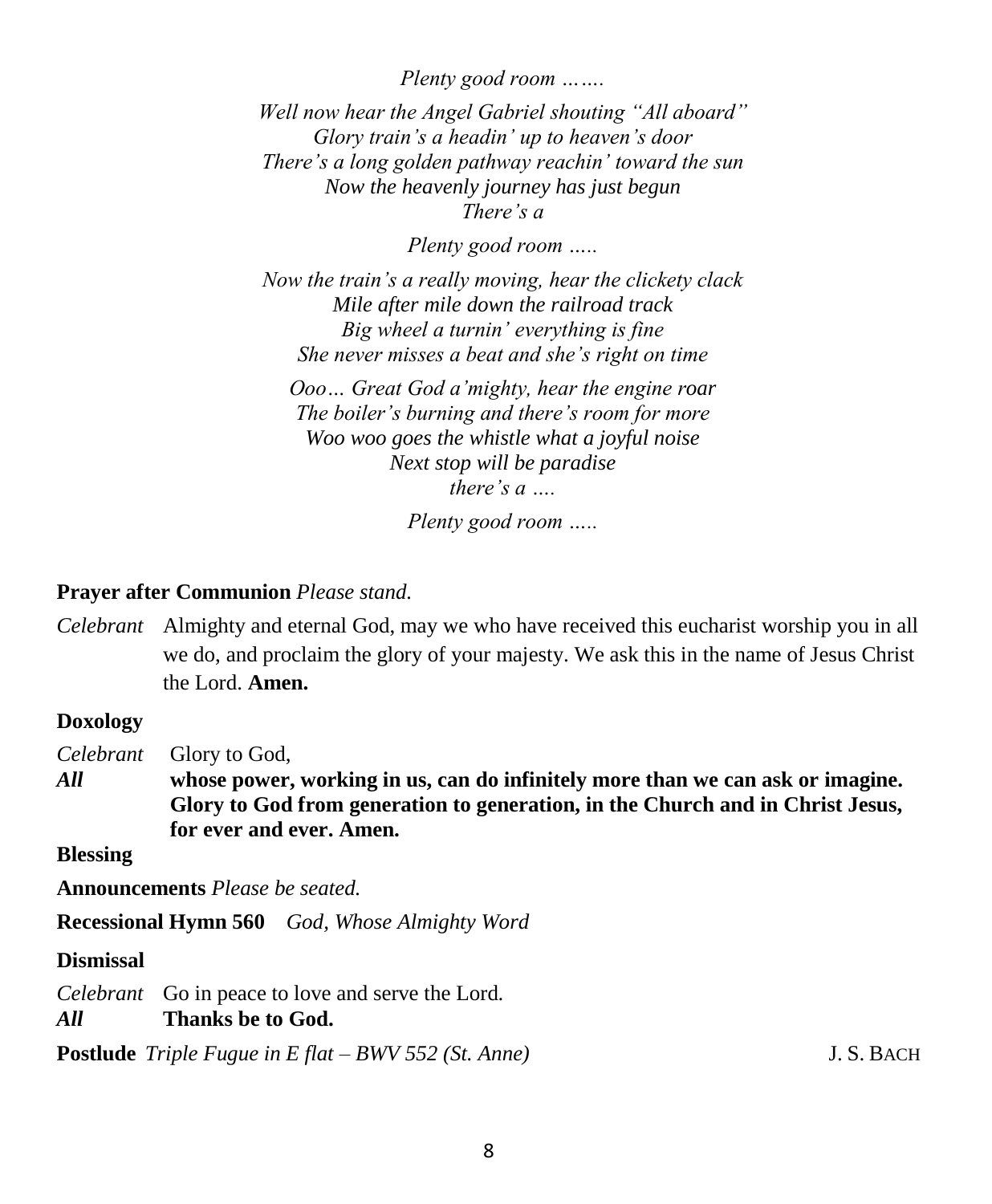*Plenty good room …….*

*Well now hear the Angel Gabriel shouting "All aboard"*
*Glory train's a headin' up to heaven's door*
*There's a long golden pathway reachin' toward the sun*
*Now the heavenly journey has just begun*
*There's a*

*Plenty good room …..*

*Now the train's a really moving, hear the clickety clack*
*Mile after mile down the railroad track*
*Big wheel a turnin' everything is fine*
*She never misses a beat and she's right on time*

*Ooo… Great God a'mighty, hear the engine roar*
*The boiler's burning and there's room for more*
*Woo woo goes the whistle what a joyful noise*
*Next stop will be paradise*
*there's a ….*

*Plenty good room …..*

**Prayer after Communion** *Please stand.*

*Celebrant* Almighty and eternal God, may we who have received this eucharist worship you in all we do, and proclaim the glory of your majesty. We ask this in the name of Jesus Christ the Lord. **Amen.**

**Doxology**

*Celebrant* Glory to God,
***All*** **whose power, working in us, can do infinitely more than we can ask or imagine. Glory to God from generation to generation, in the Church and in Christ Jesus, for ever and ever. Amen.**

**Blessing**

**Announcements** *Please be seated.*

**Recessional Hymn 560** *God, Whose Almighty Word*

**Dismissal**

*Celebrant* Go in peace to love and serve the Lord.
***All*** **Thanks be to God.**

**Postlude** *Triple Fugue in E flat – BWV 552 (St. Anne)* J. S. BACH